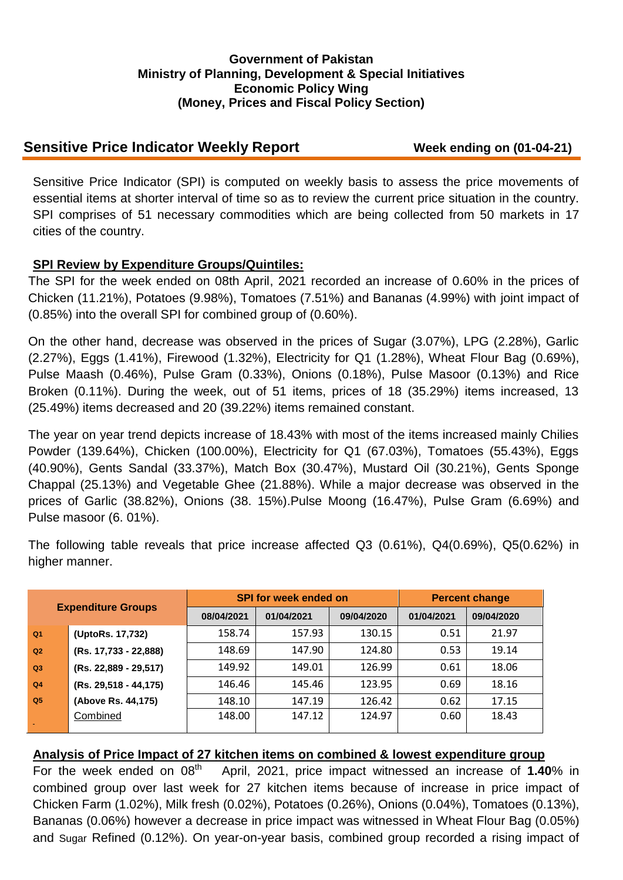**Government of Pakistan**
**Ministry of Planning, Development & Special Initiatives**
**Economic Policy Wing**
**(Money, Prices and Fiscal Policy Section)**

## Sensitive Price Indicator Weekly Report

**Week ending on (01-04-21)**

Sensitive Price Indicator (SPI) is computed on weekly basis to assess the price movements of essential items at shorter interval of time so as to review the current price situation in the country. SPI comprises of 51 necessary commodities which are being collected from 50 markets in 17 cities of the country.

### SPI Review by Expenditure Groups/Quintiles:

The SPI for the week ended on 08th April, 2021 recorded an increase of 0.60% in the prices of Chicken (11.21%), Potatoes (9.98%), Tomatoes (7.51%) and Bananas (4.99%) with joint impact of (0.85%) into the overall SPI for combined group of (0.60%).

On the other hand, decrease was observed in the prices of Sugar (3.07%), LPG (2.28%), Garlic (2.27%), Eggs (1.41%), Firewood (1.32%), Electricity for Q1 (1.28%), Wheat Flour Bag (0.69%), Pulse Maash (0.46%), Pulse Gram (0.33%), Onions (0.18%), Pulse Masoor (0.13%) and Rice Broken (0.11%). During the week, out of 51 items, prices of 18 (35.29%) items increased, 13 (25.49%) items decreased and 20 (39.22%) items remained constant.

The year on year trend depicts increase of 18.43% with most of the items increased mainly Chilies Powder (139.64%), Chicken (100.00%), Electricity for Q1 (67.03%), Tomatoes (55.43%), Eggs (40.90%), Gents Sandal (33.37%), Match Box (30.47%), Mustard Oil (30.21%), Gents Sponge Chappal (25.13%) and Vegetable Ghee (21.88%). While a major decrease was observed in the prices of Garlic (38.82%), Onions (38. 15%).Pulse Moong (16.47%), Pulse Gram (6.69%) and Pulse masoor (6. 01%).

The following table reveals that price increase affected Q3 (0.61%), Q4(0.69%), Q5(0.62%) in higher manner.

| Expenditure Groups | | SPI for week ended on | | | Percent change | |
|---|---|---|---|---|---|---|
| | | 08/04/2021 | 01/04/2021 | 09/04/2020 | 01/04/2021 | 09/04/2020 |
| Q1 | (UptoRs. 17,732) | 158.74 | 157.93 | 130.15 | 0.51 | 21.97 |
| Q2 | (Rs. 17,733 - 22,888) | 148.69 | 147.90 | 124.80 | 0.53 | 19.14 |
| Q3 | (Rs. 22,889 - 29,517) | 149.92 | 149.01 | 126.99 | 0.61 | 18.06 |
| Q4 | (Rs. 29,518 - 44,175) | 146.46 | 145.46 | 123.95 | 0.69 | 18.16 |
| Q5 | (Above Rs. 44,175) | 148.10 | 147.19 | 126.42 | 0.62 | 17.15 |
| | Combined | 148.00 | 147.12 | 124.97 | 0.60 | 18.43 |

### Analysis of Price Impact of 27 kitchen items on combined & lowest expenditure group

For the week ended on 08th April, 2021, price impact witnessed an increase of **1.40**% in combined group over last week for 27 kitchen items because of increase in price impact of Chicken Farm (1.02%), Milk fresh (0.02%), Potatoes (0.26%), Onions (0.04%), Tomatoes (0.13%), Bananas (0.06%) however a decrease in price impact was witnessed in Wheat Flour Bag (0.05%) and Sugar Refined (0.12%). On year-on-year basis, combined group recorded a rising impact of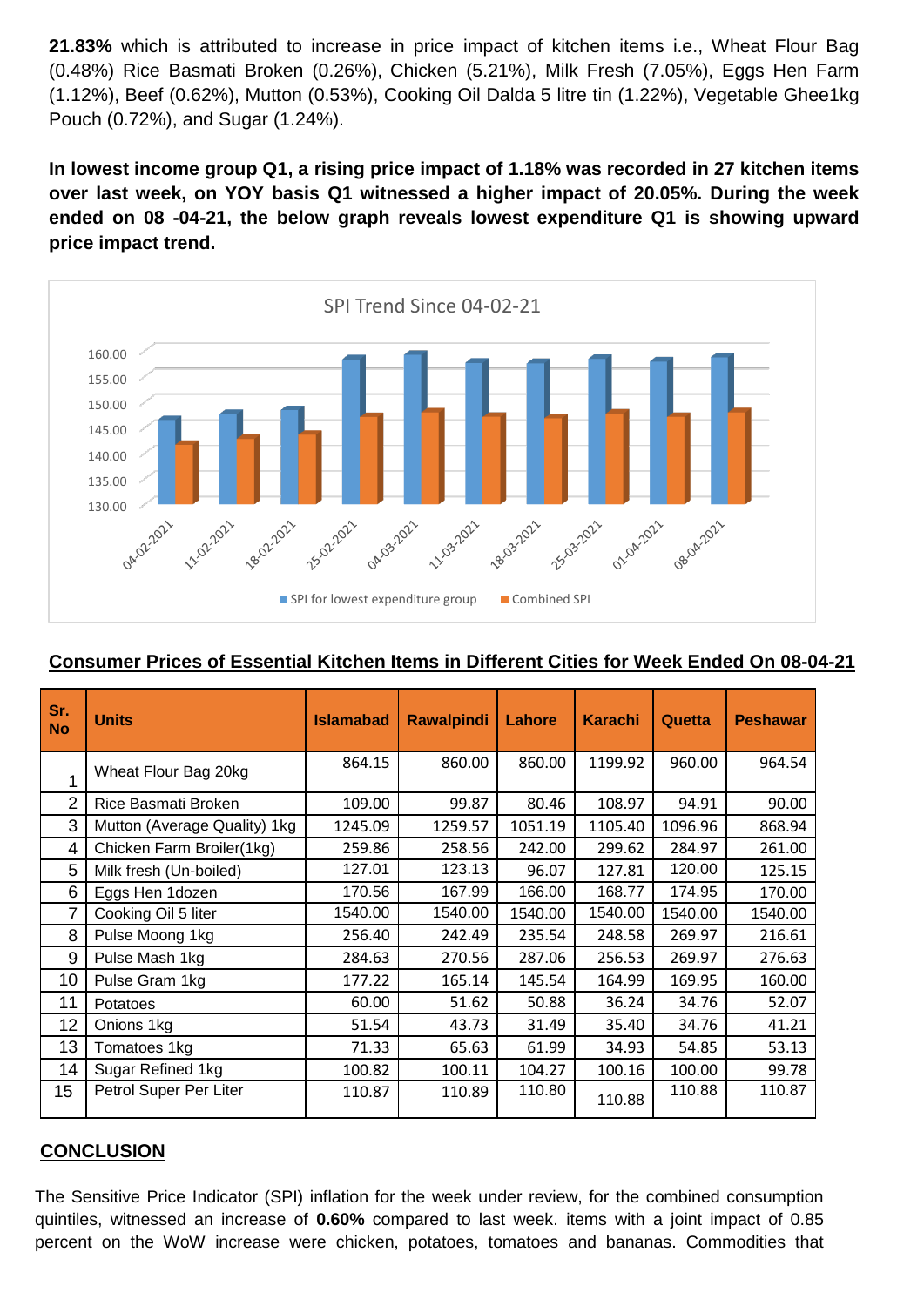**21.83%** which is attributed to increase in price impact of kitchen items i.e., Wheat Flour Bag (0.48%) Rice Basmati Broken (0.26%), Chicken (5.21%), Milk Fresh (7.05%), Eggs Hen Farm (1.12%), Beef (0.62%), Mutton (0.53%), Cooking Oil Dalda 5 litre tin (1.22%), Vegetable Ghee1kg Pouch (0.72%), and Sugar (1.24%).

**In lowest income group Q1, a rising price impact of 1.18% was recorded in 27 kitchen items over last week, on YOY basis Q1 witnessed a higher impact of 20.05%. During the week ended on 08 -04-21, the below graph reveals lowest expenditure Q1 is showing upward price impact trend.**

**Consumer Prices of Essential Kitchen Items in Different Cities for Week Ended On 08-04-21**

| Sr. No | Units | Islamabad | Rawalpindi | Lahore | Karachi | Quetta | Peshawar |
|---|---|---|---|---|---|---|---|
| 1 | Wheat Flour Bag 20kg | 864.15 | 860.00 | 860.00 | 1199.92 | 960.00 | 964.54 |
| 2 | Rice Basmati Broken | 109.00 | 99.87 | 80.46 | 108.97 | 94.91 | 90.00 |
| 3 | Mutton (Average Quality) 1kg | 1245.09 | 1259.57 | 1051.19 | 1105.40 | 1096.96 | 868.94 |
| 4 | Chicken Farm Broiler(1kg) | 259.86 | 258.56 | 242.00 | 299.62 | 284.97 | 261.00 |
| 5 | Milk fresh (Un-boiled) | 127.01 | 123.13 | 96.07 | 127.81 | 120.00 | 125.15 |
| 6 | Eggs Hen 1dozen | 170.56 | 167.99 | 166.00 | 168.77 | 174.95 | 170.00 |
| 7 | Cooking Oil 5 liter | 1540.00 | 1540.00 | 1540.00 | 1540.00 | 1540.00 | 1540.00 |
| 8 | Pulse Moong 1kg | 256.40 | 242.49 | 235.54 | 248.58 | 269.97 | 216.61 |
| 9 | Pulse Mash 1kg | 284.63 | 270.56 | 287.06 | 256.53 | 269.97 | 276.63 |
| 10 | Pulse Gram 1kg | 177.22 | 165.14 | 145.54 | 164.99 | 169.95 | 160.00 |
| 11 | Potatoes | 60.00 | 51.62 | 50.88 | 36.24 | 34.76 | 52.07 |
| 12 | Onions 1kg | 51.54 | 43.73 | 31.49 | 35.40 | 34.76 | 41.21 |
| 13 | Tomatoes 1kg | 71.33 | 65.63 | 61.99 | 34.93 | 54.85 | 53.13 |
| 14 | Sugar Refined 1kg | 100.82 | 100.11 | 104.27 | 100.16 | 100.00 | 99.78 |
| 15 | Petrol Super Per Liter | 110.87 | 110.89 | 110.80 | 110.88 | 110.88 | 110.87 |

## CONCLUSION

The Sensitive Price Indicator (SPI) inflation for the week under review, for the combined consumption quintiles, witnessed an increase of **0.60%** compared to last week. items with a joint impact of 0.85 percent on the WoW increase were chicken, potatoes, tomatoes and bananas. Commodities that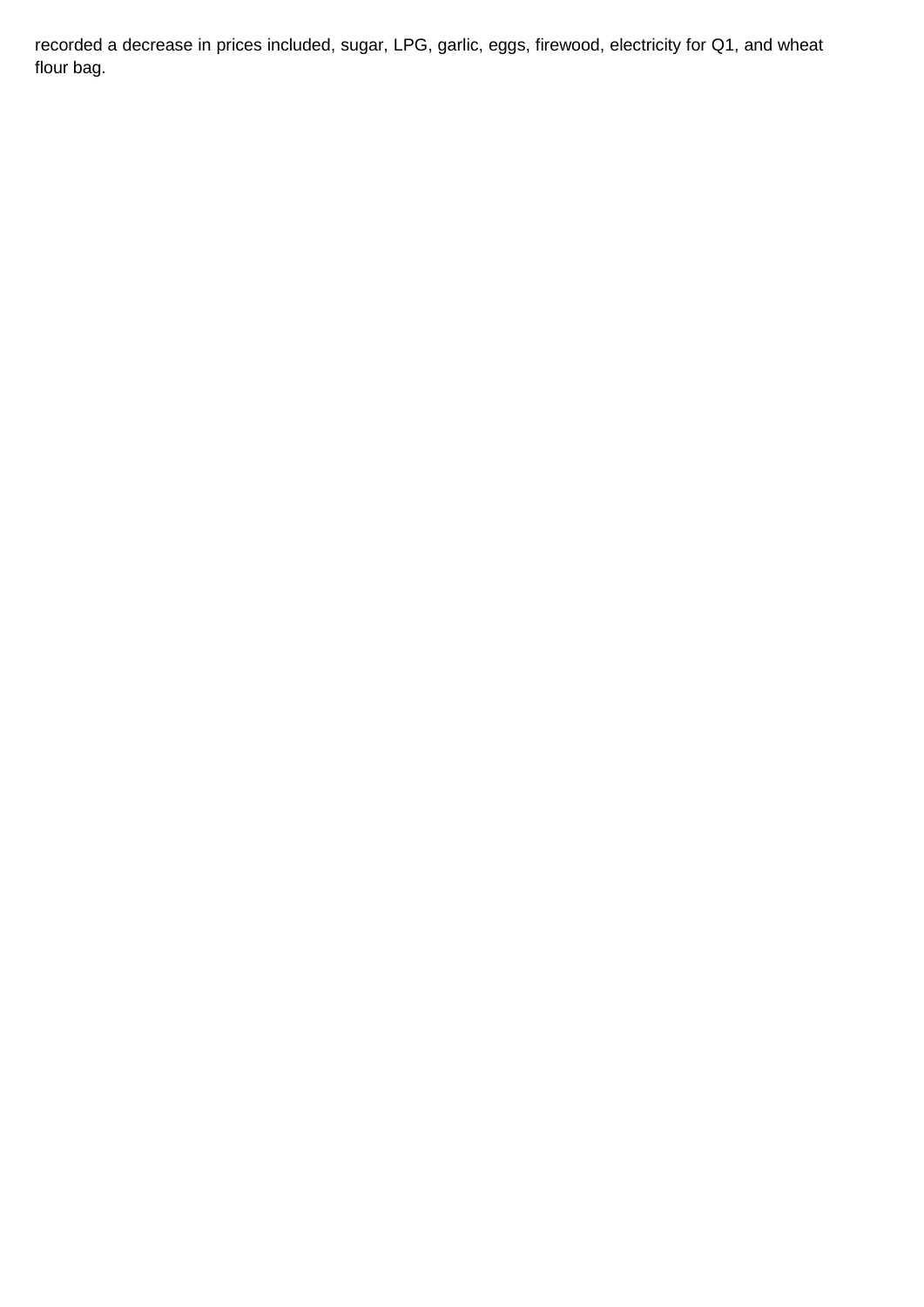recorded a decrease in prices included, sugar, LPG, garlic, eggs, firewood, electricity for Q1, and wheat flour bag.